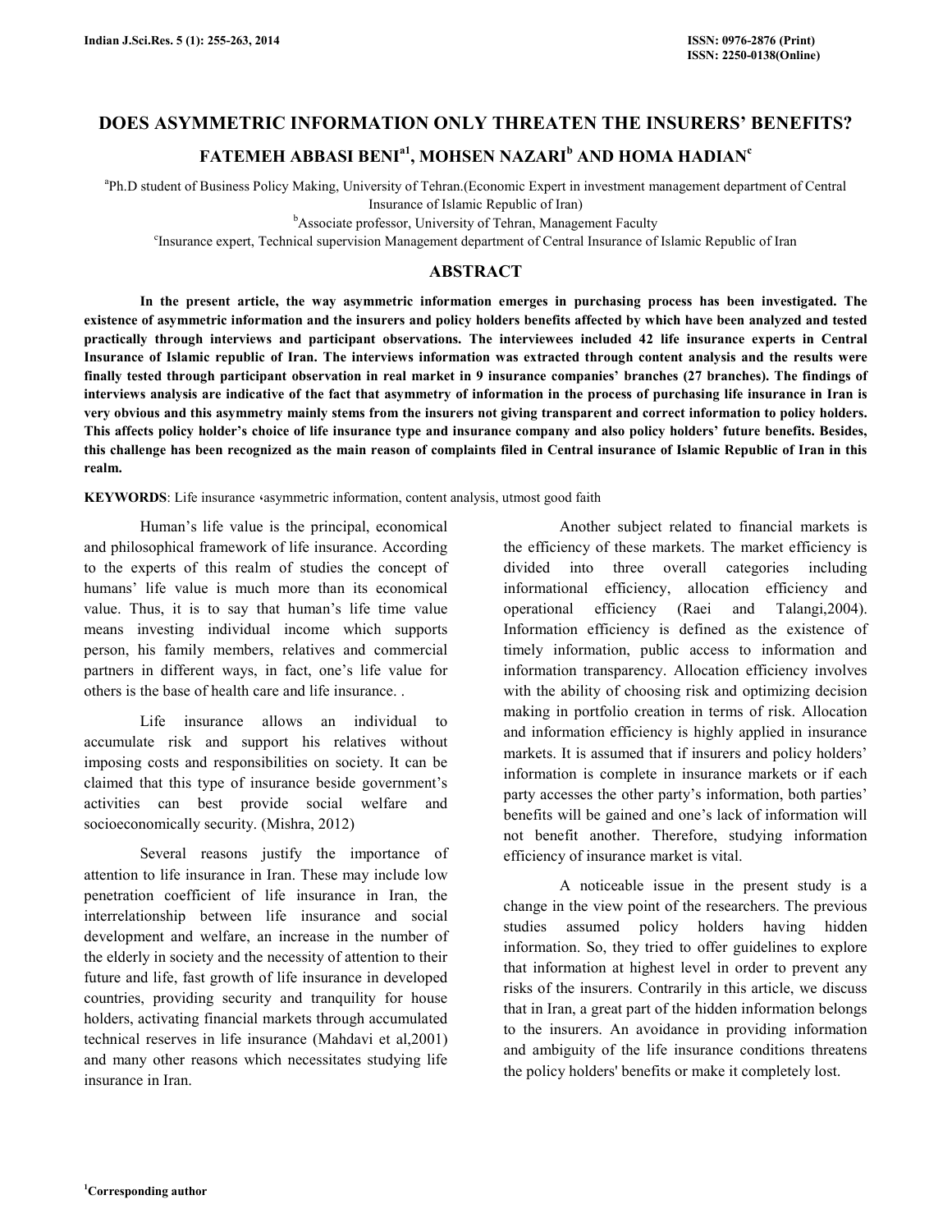# DOES ASYMMETRIC INFORMATION ONLY THREATEN THE INSURERS' BENEFITS?

**FATEMEH ABBASI BENI[a1], MOHSEN NAZARI[b] AND HOMA HADIAN[c]**

[a]Ph.D student of Business Policy Making, University of Tehran.(Economic Expert in investment management department of Central Insurance of Islamic Republic of Iran)

[b]Associate professor, University of Tehran, Management Faculty

[c]Insurance expert, Technical supervision Management department of Central Insurance of Islamic Republic of Iran

## ABSTRACT

**In the present article, the way asymmetric information emerges in purchasing process has been investigated. The existence of asymmetric information and the insurers and policy holders benefits affected by which have been analyzed and tested practically through interviews and participant observations. The interviewees included 42 life insurance experts in Central Insurance of Islamic republic of Iran. The interviews information was extracted through content analysis and the results were finally tested through participant observation in real market in 9 insurance companies' branches (27 branches). The findings of interviews analysis are indicative of the fact that asymmetry of information in the process of purchasing life insurance in Iran is very obvious and this asymmetry mainly stems from the insurers not giving transparent and correct information to policy holders. This affects policy holder's choice of life insurance type and insurance company and also policy holders' future benefits. Besides, this challenge has been recognized as the main reason of complaints filed in Central insurance of Islamic Republic of Iran in this realm.**

**KEYWORDS**: Life insurance ،asymmetric information, content analysis, utmost good faith

Human's life value is the principal, economical and philosophical framework of life insurance. According to the experts of this realm of studies the concept of humans' life value is much more than its economical value. Thus, it is to say that human's life time value means investing individual income which supports person, his family members, relatives and commercial partners in different ways, in fact, one's life value for others is the base of health care and life insurance. .

Life insurance allows an individual to accumulate risk and support his relatives without imposing costs and responsibilities on society. It can be claimed that this type of insurance beside government's activities can best provide social welfare and socioeconomically security. (Mishra, 2012)

Several reasons justify the importance of attention to life insurance in Iran. These may include low penetration coefficient of life insurance in Iran, the interrelationship between life insurance and social development and welfare, an increase in the number of the elderly in society and the necessity of attention to their future and life, fast growth of life insurance in developed countries, providing security and tranquility for house holders, activating financial markets through accumulated technical reserves in life insurance (Mahdavi et al,2001) and many other reasons which necessitates studying life insurance in Iran.

Another subject related to financial markets is the efficiency of these markets. The market efficiency is divided into three overall categories including informational efficiency, allocation efficiency and operational efficiency (Raei and Talangi,2004). Information efficiency is defined as the existence of timely information, public access to information and information transparency. Allocation efficiency involves with the ability of choosing risk and optimizing decision making in portfolio creation in terms of risk. Allocation and information efficiency is highly applied in insurance markets. It is assumed that if insurers and policy holders' information is complete in insurance markets or if each party accesses the other party's information, both parties' benefits will be gained and one's lack of information will not benefit another. Therefore, studying information efficiency of insurance market is vital.

A noticeable issue in the present study is a change in the view point of the researchers. The previous studies assumed policy holders having hidden information. So, they tried to offer guidelines to explore that information at highest level in order to prevent any risks of the insurers. Contrarily in this article, we discuss that in Iran, a great part of the hidden information belongs to the insurers. An avoidance in providing information and ambiguity of the life insurance conditions threatens the policy holders' benefits or make it completely lost.

[1]Corresponding author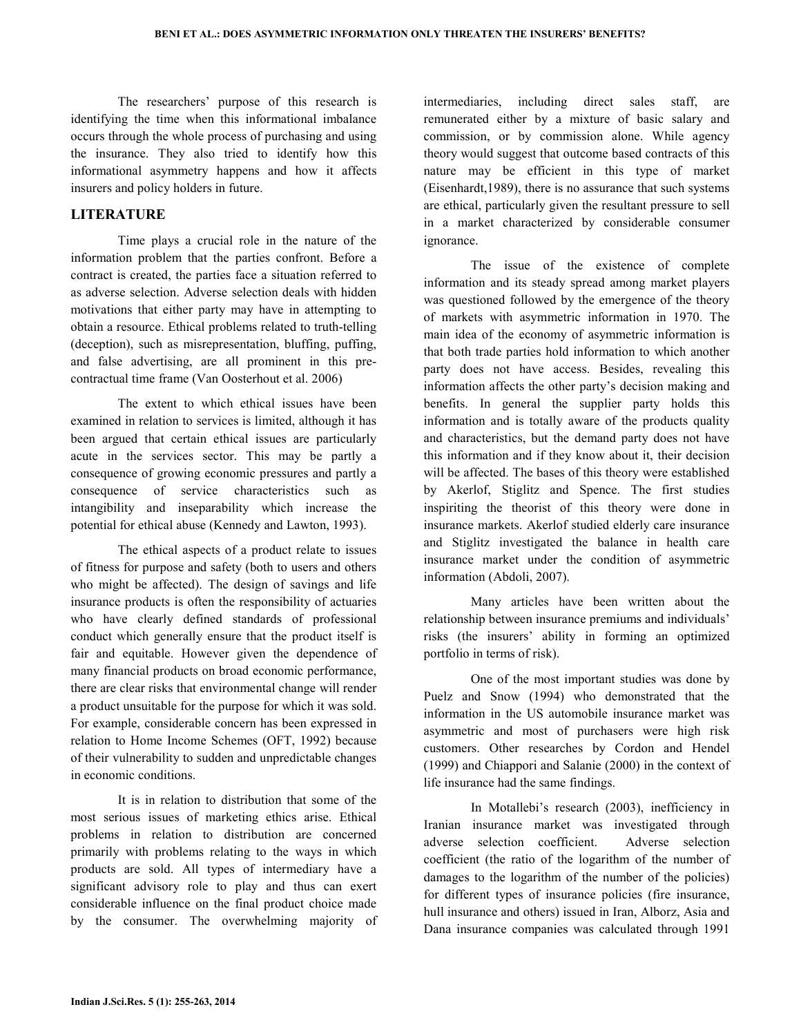The researchers' purpose of this research is identifying the time when this informational imbalance occurs through the whole process of purchasing and using the insurance. They also tried to identify how this informational asymmetry happens and how it affects insurers and policy holders in future.

## LITERATURE

Time plays a crucial role in the nature of the information problem that the parties confront. Before a contract is created, the parties face a situation referred to as adverse selection. Adverse selection deals with hidden motivations that either party may have in attempting to obtain a resource. Ethical problems related to truth-telling (deception), such as misrepresentation, bluffing, puffing, and false advertising, are all prominent in this pre-contractual time frame (Van Oosterhout et al. 2006)

The extent to which ethical issues have been examined in relation to services is limited, although it has been argued that certain ethical issues are particularly acute in the services sector. This may be partly a consequence of growing economic pressures and partly a consequence of service characteristics such as intangibility and inseparability which increase the potential for ethical abuse (Kennedy and Lawton, 1993).

The ethical aspects of a product relate to issues of fitness for purpose and safety (both to users and others who might be affected). The design of savings and life insurance products is often the responsibility of actuaries who have clearly defined standards of professional conduct which generally ensure that the product itself is fair and equitable. However given the dependence of many financial products on broad economic performance, there are clear risks that environmental change will render a product unsuitable for the purpose for which it was sold. For example, considerable concern has been expressed in relation to Home Income Schemes (OFT, 1992) because of their vulnerability to sudden and unpredictable changes in economic conditions.

It is in relation to distribution that some of the most serious issues of marketing ethics arise. Ethical problems in relation to distribution are concerned primarily with problems relating to the ways in which products are sold. All types of intermediary have a significant advisory role to play and thus can exert considerable influence on the final product choice made by the consumer. The overwhelming majority of intermediaries, including direct sales staff, are remunerated either by a mixture of basic salary and commission, or by commission alone. While agency theory would suggest that outcome based contracts of this nature may be efficient in this type of market (Eisenhardt,1989), there is no assurance that such systems are ethical, particularly given the resultant pressure to sell in a market characterized by considerable consumer ignorance.

The issue of the existence of complete information and its steady spread among market players was questioned followed by the emergence of the theory of markets with asymmetric information in 1970. The main idea of the economy of asymmetric information is that both trade parties hold information to which another party does not have access. Besides, revealing this information affects the other party's decision making and benefits. In general the supplier party holds this information and is totally aware of the products quality and characteristics, but the demand party does not have this information and if they know about it, their decision will be affected. The bases of this theory were established by Akerlof, Stiglitz and Spence. The first studies inspiriting the theorist of this theory were done in insurance markets. Akerlof studied elderly care insurance and Stiglitz investigated the balance in health care insurance market under the condition of asymmetric information (Abdoli, 2007).

Many articles have been written about the relationship between insurance premiums and individuals' risks (the insurers' ability in forming an optimized portfolio in terms of risk).

One of the most important studies was done by Puelz and Snow (1994) who demonstrated that the information in the US automobile insurance market was asymmetric and most of purchasers were high risk customers. Other researches by Cordon and Hendel (1999) and Chiappori and Salanie (2000) in the context of life insurance had the same findings.

In Motallebi's research (2003), inefficiency in Iranian insurance market was investigated through adverse selection coefficient. Adverse selection coefficient (the ratio of the logarithm of the number of damages to the logarithm of the number of the policies) for different types of insurance policies (fire insurance, hull insurance and others) issued in Iran, Alborz, Asia and Dana insurance companies was calculated through 1991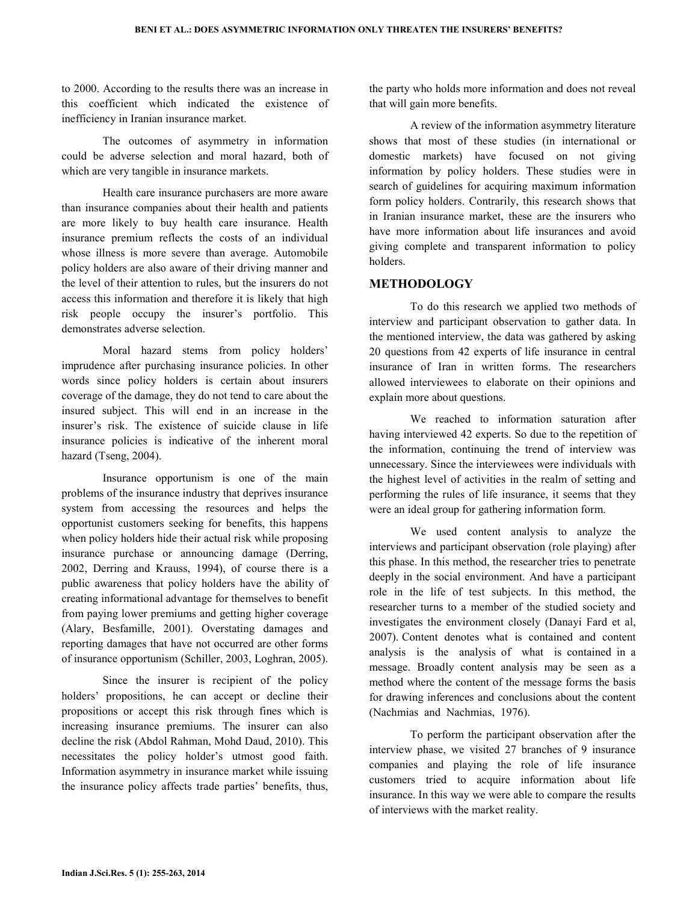to 2000. According to the results there was an increase in this coefficient which indicated the existence of inefficiency in Iranian insurance market.

The outcomes of asymmetry in information could be adverse selection and moral hazard, both of which are very tangible in insurance markets.

Health care insurance purchasers are more aware than insurance companies about their health and patients are more likely to buy health care insurance. Health insurance premium reflects the costs of an individual whose illness is more severe than average. Automobile policy holders are also aware of their driving manner and the level of their attention to rules, but the insurers do not access this information and therefore it is likely that high risk people occupy the insurer's portfolio. This demonstrates adverse selection.

Moral hazard stems from policy holders' imprudence after purchasing insurance policies. In other words since policy holders is certain about insurers coverage of the damage, they do not tend to care about the insured subject. This will end in an increase in the insurer's risk. The existence of suicide clause in life insurance policies is indicative of the inherent moral hazard (Tseng, 2004).

Insurance opportunism is one of the main problems of the insurance industry that deprives insurance system from accessing the resources and helps the opportunist customers seeking for benefits, this happens when policy holders hide their actual risk while proposing insurance purchase or announcing damage (Derring, 2002, Derring and Krauss, 1994), of course there is a public awareness that policy holders have the ability of creating informational advantage for themselves to benefit from paying lower premiums and getting higher coverage (Alary, Besfamille, 2001). Overstating damages and reporting damages that have not occurred are other forms of insurance opportunism (Schiller, 2003, Loghran, 2005).

Since the insurer is recipient of the policy holders' propositions, he can accept or decline their propositions or accept this risk through fines which is increasing insurance premiums. The insurer can also decline the risk (Abdol Rahman, Mohd Daud, 2010). This necessitates the policy holder's utmost good faith. Information asymmetry in insurance market while issuing the insurance policy affects trade parties' benefits, thus, the party who holds more information and does not reveal that will gain more benefits.

A review of the information asymmetry literature shows that most of these studies (in international or domestic markets) have focused on not giving information by policy holders. These studies were in search of guidelines for acquiring maximum information form policy holders. Contrarily, this research shows that in Iranian insurance market, these are the insurers who have more information about life insurances and avoid giving complete and transparent information to policy holders.

## METHODOLOGY

To do this research we applied two methods of interview and participant observation to gather data. In the mentioned interview, the data was gathered by asking 20 questions from 42 experts of life insurance in central insurance of Iran in written forms. The researchers allowed interviewees to elaborate on their opinions and explain more about questions.

We reached to information saturation after having interviewed 42 experts. So due to the repetition of the information, continuing the trend of interview was unnecessary. Since the interviewees were individuals with the highest level of activities in the realm of setting and performing the rules of life insurance, it seems that they were an ideal group for gathering information form.

We used content analysis to analyze the interviews and participant observation (role playing) after this phase. In this method, the researcher tries to penetrate deeply in the social environment. And have a participant role in the life of test subjects. In this method, the researcher turns to a member of the studied society and investigates the environment closely (Danayi Fard et al, 2007). Content denotes what is contained and content analysis is the analysis of what is contained in a message. Broadly content analysis may be seen as a method where the content of the message forms the basis for drawing inferences and conclusions about the content (Nachmias and Nachmias, 1976).

To perform the participant observation after the interview phase, we visited 27 branches of 9 insurance companies and playing the role of life insurance customers tried to acquire information about life insurance. In this way we were able to compare the results of interviews with the market reality.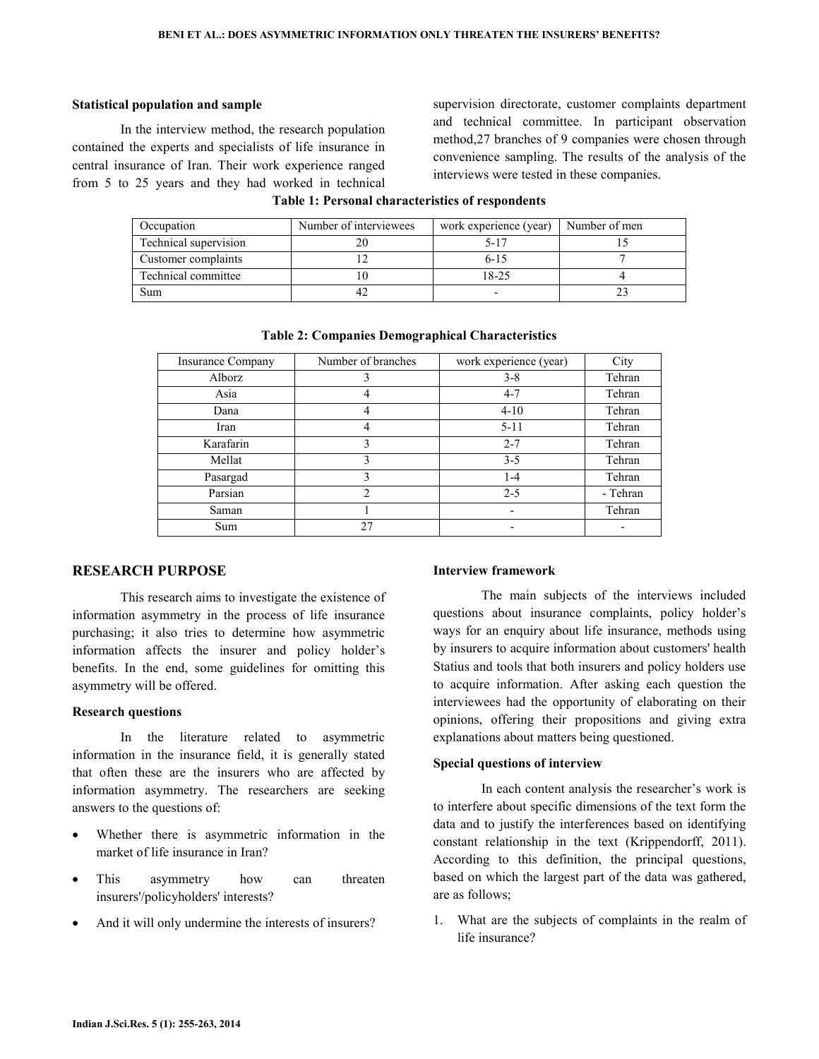### Statistical population and sample

In the interview method, the research population contained the experts and specialists of life insurance in central insurance of Iran. Their work experience ranged from 5 to 25 years and they had worked in technical supervision directorate, customer complaints department and technical committee. In participant observation method,27 branches of 9 companies were chosen through convenience sampling. The results of the analysis of the interviews were tested in these companies.

**Table 1: Personal characteristics of respondents**

| Occupation | Number of interviewees | work experience (year) | Number of men |
|---|---|---|---|
| Technical supervision | 20 | 5-17 | 15 |
| Customer complaints | 12 | 6-15 | 7 |
| Technical committee | 10 | 18-25 | 4 |
| Sum | 42 | - | 23 |

**Table 2: Companies Demographical Characteristics**

| Insurance Company | Number of branches | work experience (year) | City |
|---|---|---|---|
| Alborz | 3 | 3-8 | Tehran |
| Asia | 4 | 4-7 | Tehran |
| Dana | 4 | 4-10 | Tehran |
| Iran | 4 | 5-11 | Tehran |
| Karafarin | 3 | 2-7 | Tehran |
| Mellat | 3 | 3-5 | Tehran |
| Pasargad | 3 | 1-4 | Tehran |
| Parsian | 2 | 2-5 | - Tehran |
| Saman | 1 | - | Tehran |
| Sum | 27 | - | - |

## RESEARCH PURPOSE

This research aims to investigate the existence of information asymmetry in the process of life insurance purchasing; it also tries to determine how asymmetric information affects the insurer and policy holder's benefits. In the end, some guidelines for omitting this asymmetry will be offered.

### Research questions

In the literature related to asymmetric information in the insurance field, it is generally stated that often these are the insurers who are affected by information asymmetry. The researchers are seeking answers to the questions of:

- Whether there is asymmetric information in the market of life insurance in Iran?
- This asymmetry how can threaten insurers'/policyholders' interests?
- And it will only undermine the interests of insurers?

### Interview framework

The main subjects of the interviews included questions about insurance complaints, policy holder's ways for an enquiry about life insurance, methods using by insurers to acquire information about customers' health Statius and tools that both insurers and policy holders use to acquire information. After asking each question the interviewees had the opportunity of elaborating on their opinions, offering their propositions and giving extra explanations about matters being questioned.

### Special questions of interview

In each content analysis the researcher's work is to interfere about specific dimensions of the text form the data and to justify the interferences based on identifying constant relationship in the text (Krippendorff, 2011). According to this definition, the principal questions, based on which the largest part of the data was gathered, are as follows;

1. What are the subjects of complaints in the realm of life insurance?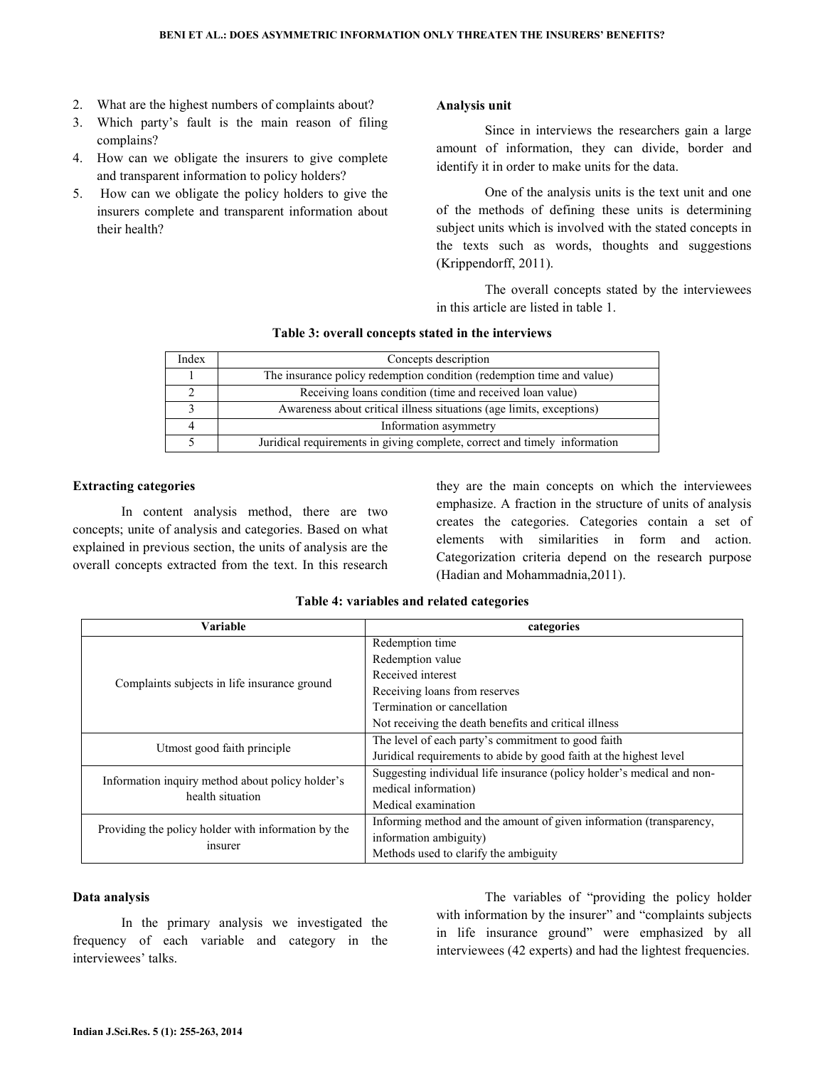2. What are the highest numbers of complaints about?
3. Which party's fault is the main reason of filing complains?
4. How can we obligate the insurers to give complete and transparent information to policy holders?
5. How can we obligate the policy holders to give the insurers complete and transparent information about their health?

**Analysis unit**

Since in interviews the researchers gain a large amount of information, they can divide, border and identify it in order to make units for the data.

One of the analysis units is the text unit and one of the methods of defining these units is determining subject units which is involved with the stated concepts in the texts such as words, thoughts and suggestions (Krippendorff, 2011).

The overall concepts stated by the interviewees in this article are listed in table 1.

**Table 3: overall concepts stated in the interviews**

| Index | Concepts description |
|---|---|
| 1 | The insurance policy redemption condition (redemption time and value) |
| 2 | Receiving loans condition (time and received loan value) |
| 3 | Awareness about critical illness situations (age limits, exceptions) |
| 4 | Information asymmetry |
| 5 | Juridical requirements in giving complete, correct and timely information |

**Extracting categories**

In content analysis method, there are two concepts; unite of analysis and categories. Based on what explained in previous section, the units of analysis are the overall concepts extracted from the text. In this research they are the main concepts on which the interviewees emphasize. A fraction in the structure of units of analysis creates the categories. Categories contain a set of elements with similarities in form and action. Categorization criteria depend on the research purpose (Hadian and Mohammadnia,2011).

**Table 4: variables and related categories**

| Variable | categories |
|---|---|
| Complaints subjects in life insurance ground | Redemption time<br>Redemption value<br>Received interest<br>Receiving loans from reserves<br>Termination or cancellation<br>Not receiving the death benefits and critical illness |
| Utmost good faith principle | The level of each party's commitment to good faith<br>Juridical requirements to abide by good faith at the highest level |
| Information inquiry method about policy holder's health situation | Suggesting individual life insurance (policy holder's medical and non-medical information)<br>Medical examination |
| Providing the policy holder with information by the insurer | Informing method and the amount of given information (transparency, information ambiguity)<br>Methods used to clarify the ambiguity |

**Data analysis**

In the primary analysis we investigated the frequency of each variable and category in the interviewees' talks.

The variables of "providing the policy holder with information by the insurer" and "complaints subjects in life insurance ground" were emphasized by all interviewees (42 experts) and had the lightest frequencies.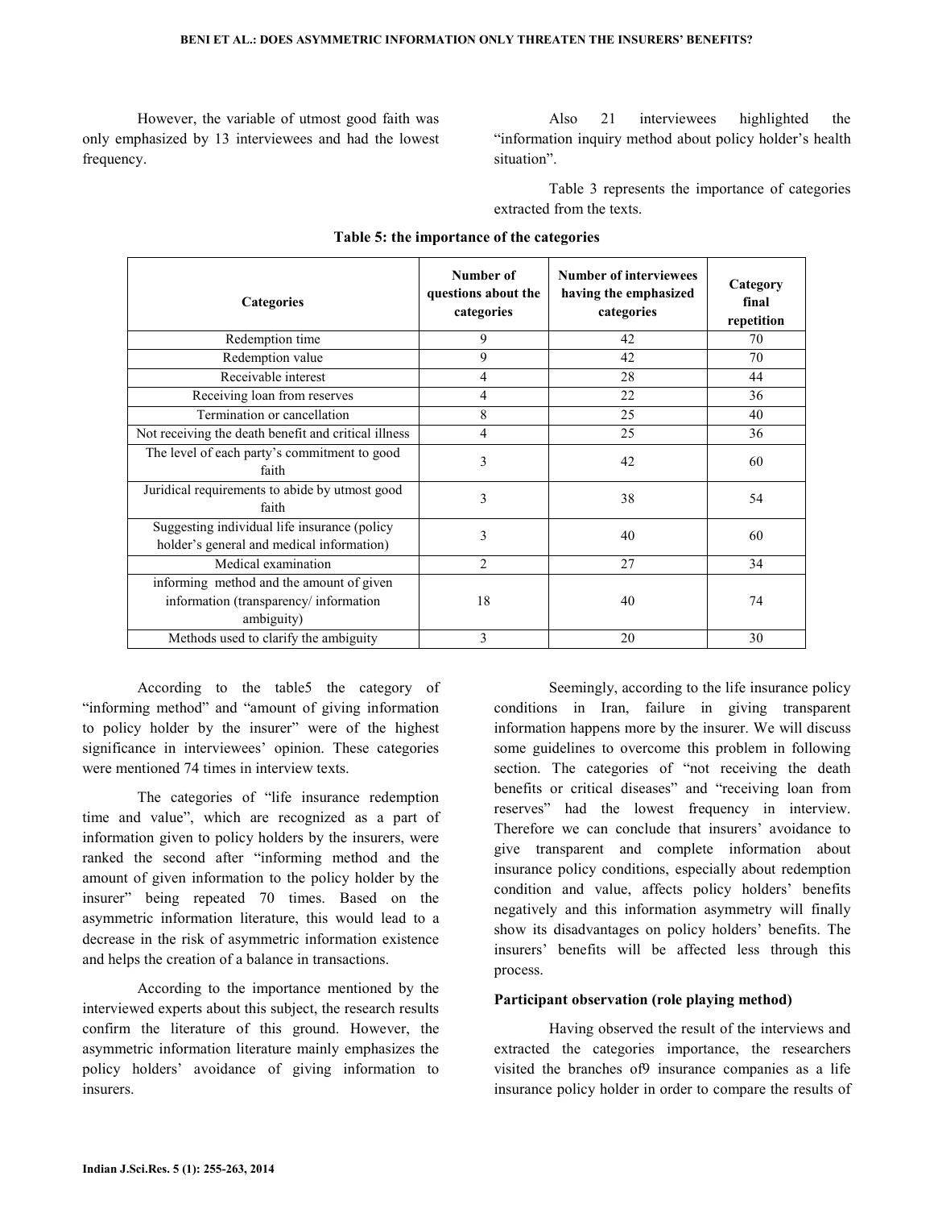However, the variable of utmost good faith was only emphasized by 13 interviewees and had the lowest frequency.

Also 21 interviewees highlighted the "information inquiry method about policy holder's health situation".

Table 3 represents the importance of categories extracted from the texts.

**Table 5: the importance of the categories**

| Categories | Number of questions about the categories | Number of interviewees having the emphasized categories | Category final repetition |
|---|---|---|---|
| Redemption time | 9 | 42 | 70 |
| Redemption value | 9 | 42 | 70 |
| Receivable interest | 4 | 28 | 44 |
| Receiving loan from reserves | 4 | 22 | 36 |
| Termination or cancellation | 8 | 25 | 40 |
| Not receiving the death benefit and critical illness | 4 | 25 | 36 |
| The level of each party's commitment to good faith | 3 | 42 | 60 |
| Juridical requirements to abide by utmost good faith | 3 | 38 | 54 |
| Suggesting individual life insurance (policy holder's general and medical information) | 3 | 40 | 60 |
| Medical examination | 2 | 27 | 34 |
| informing method and the amount of given information (transparency/ information ambiguity) | 18 | 40 | 74 |
| Methods used to clarify the ambiguity | 3 | 20 | 30 |

According to the table5 the category of "informing method" and "amount of giving information to policy holder by the insurer" were of the highest significance in interviewees' opinion. These categories were mentioned 74 times in interview texts.

The categories of "life insurance redemption time and value", which are recognized as a part of information given to policy holders by the insurers, were ranked the second after "informing method and the amount of given information to the policy holder by the insurer" being repeated 70 times. Based on the asymmetric information literature, this would lead to a decrease in the risk of asymmetric information existence and helps the creation of a balance in transactions.

According to the importance mentioned by the interviewed experts about this subject, the research results confirm the literature of this ground. However, the asymmetric information literature mainly emphasizes the policy holders' avoidance of giving information to insurers.

Seemingly, according to the life insurance policy conditions in Iran, failure in giving transparent information happens more by the insurer. We will discuss some guidelines to overcome this problem in following section. The categories of "not receiving the death benefits or critical diseases" and "receiving loan from reserves" had the lowest frequency in interview. Therefore we can conclude that insurers' avoidance to give transparent and complete information about insurance policy conditions, especially about redemption condition and value, affects policy holders' benefits negatively and this information asymmetry will finally show its disadvantages on policy holders' benefits. The insurers' benefits will be affected less through this process.

**Participant observation (role playing method)**

Having observed the result of the interviews and extracted the categories importance, the researchers visited the branches of9 insurance companies as a life insurance policy holder in order to compare the results of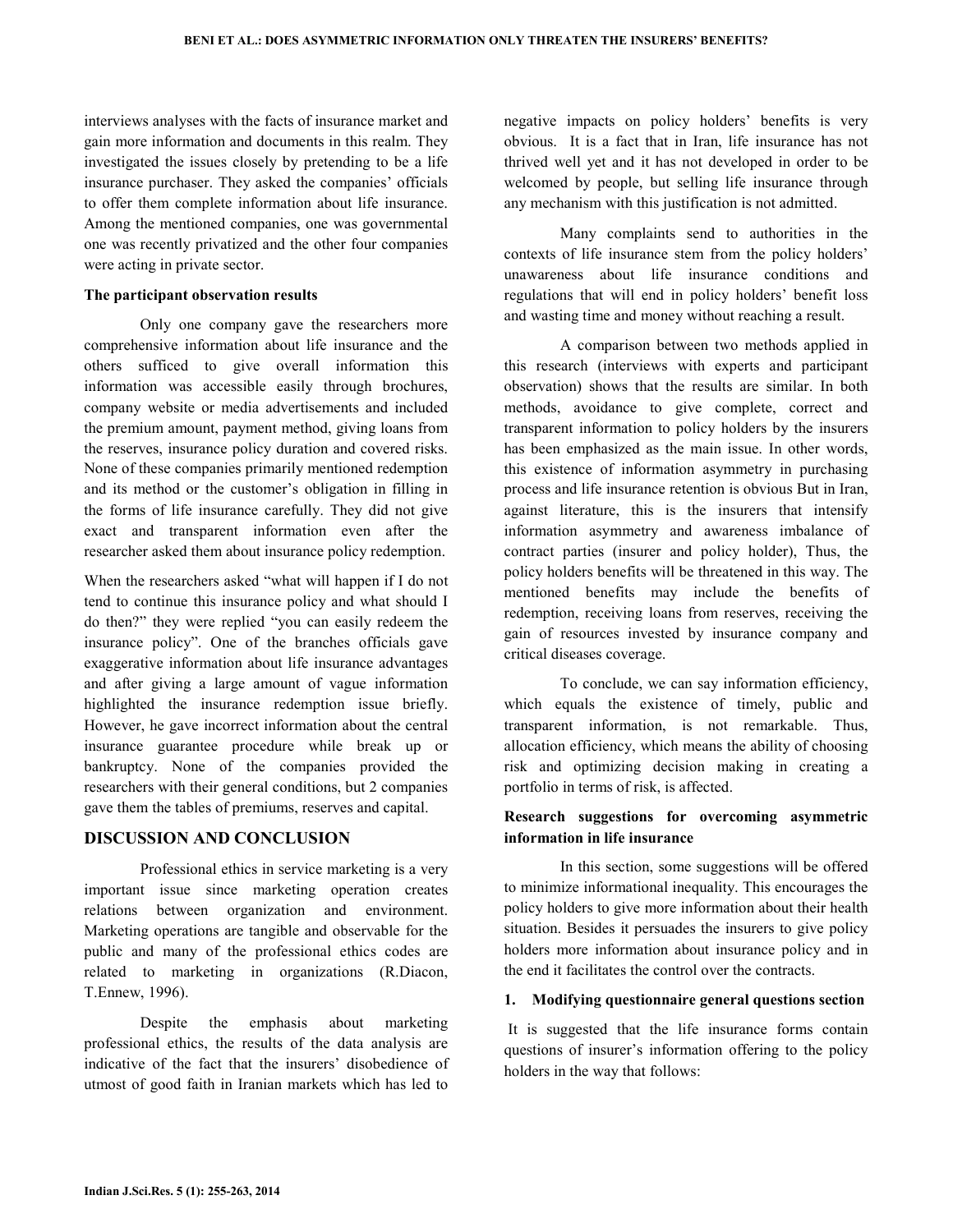interviews analyses with the facts of insurance market and gain more information and documents in this realm. They investigated the issues closely by pretending to be a life insurance purchaser. They asked the companies' officials to offer them complete information about life insurance. Among the mentioned companies, one was governmental one was recently privatized and the other four companies were acting in private sector.

**The participant observation results**

Only one company gave the researchers more comprehensive information about life insurance and the others sufficed to give overall information this information was accessible easily through brochures, company website or media advertisements and included the premium amount, payment method, giving loans from the reserves, insurance policy duration and covered risks. None of these companies primarily mentioned redemption and its method or the customer's obligation in filling in the forms of life insurance carefully. They did not give exact and transparent information even after the researcher asked them about insurance policy redemption.

When the researchers asked "what will happen if I do not tend to continue this insurance policy and what should I do then?" they were replied "you can easily redeem the insurance policy". One of the branches officials gave exaggerative information about life insurance advantages and after giving a large amount of vague information highlighted the insurance redemption issue briefly. However, he gave incorrect information about the central insurance guarantee procedure while break up or bankruptcy. None of the companies provided the researchers with their general conditions, but 2 companies gave them the tables of premiums, reserves and capital.

## DISCUSSION AND CONCLUSION

Professional ethics in service marketing is a very important issue since marketing operation creates relations between organization and environment. Marketing operations are tangible and observable for the public and many of the professional ethics codes are related to marketing in organizations (R.Diacon, T.Ennew, 1996).

Despite the emphasis about marketing professional ethics, the results of the data analysis are indicative of the fact that the insurers' disobedience of utmost of good faith in Iranian markets which has led to negative impacts on policy holders' benefits is very obvious. It is a fact that in Iran, life insurance has not thrived well yet and it has not developed in order to be welcomed by people, but selling life insurance through any mechanism with this justification is not admitted.

Many complaints send to authorities in the contexts of life insurance stem from the policy holders' unawareness about life insurance conditions and regulations that will end in policy holders' benefit loss and wasting time and money without reaching a result.

A comparison between two methods applied in this research (interviews with experts and participant observation) shows that the results are similar. In both methods, avoidance to give complete, correct and transparent information to policy holders by the insurers has been emphasized as the main issue. In other words, this existence of information asymmetry in purchasing process and life insurance retention is obvious But in Iran, against literature, this is the insurers that intensify information asymmetry and awareness imbalance of contract parties (insurer and policy holder), Thus, the policy holders benefits will be threatened in this way. The mentioned benefits may include the benefits of redemption, receiving loans from reserves, receiving the gain of resources invested by insurance company and critical diseases coverage.

To conclude, we can say information efficiency, which equals the existence of timely, public and transparent information, is not remarkable. Thus, allocation efficiency, which means the ability of choosing risk and optimizing decision making in creating a portfolio in terms of risk, is affected.

**Research suggestions for overcoming asymmetric information in life insurance**

In this section, some suggestions will be offered to minimize informational inequality. This encourages the policy holders to give more information about their health situation. Besides it persuades the insurers to give policy holders more information about insurance policy and in the end it facilitates the control over the contracts.

**1. Modifying questionnaire general questions section**

It is suggested that the life insurance forms contain questions of insurer's information offering to the policy holders in the way that follows: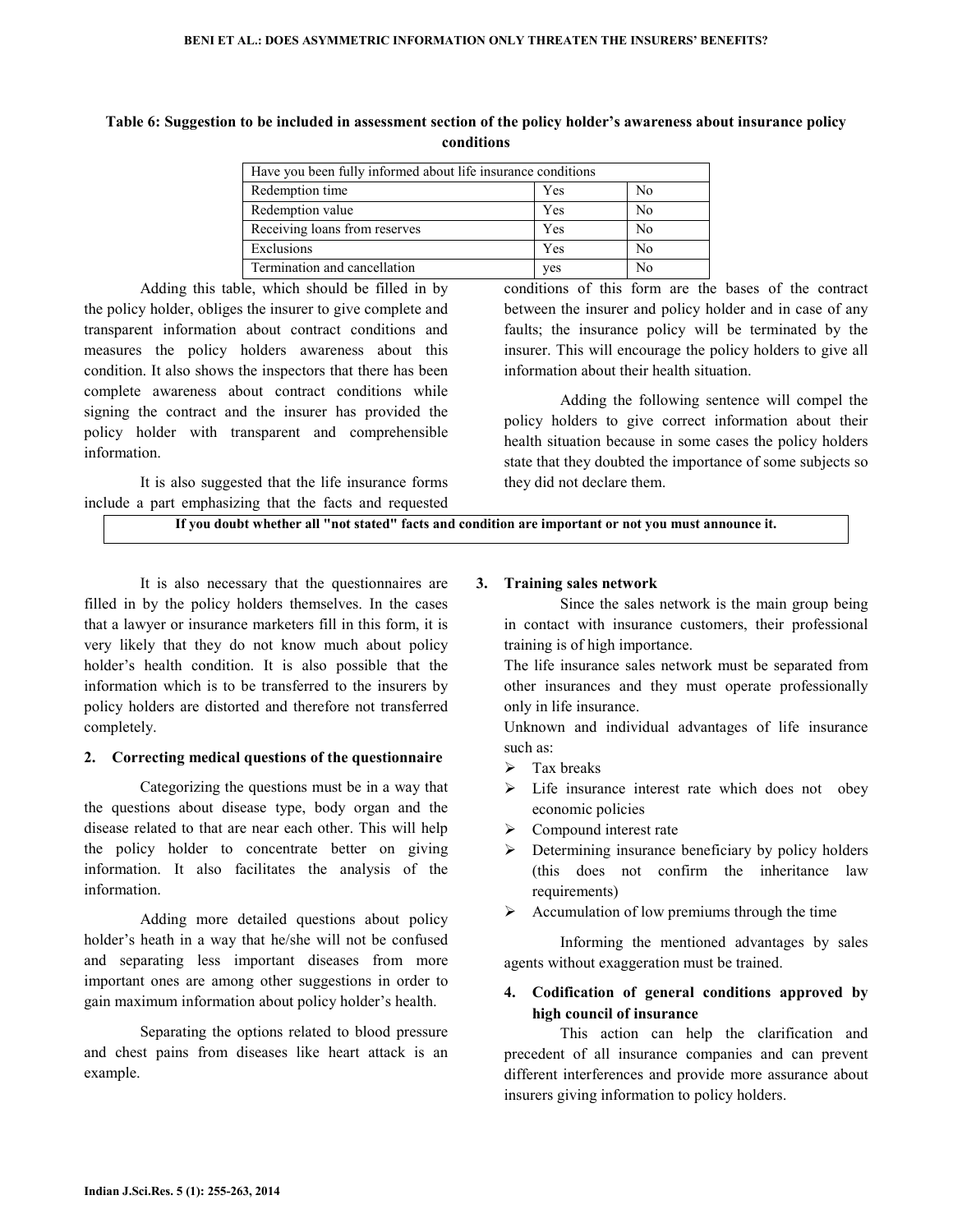**Table 6: Suggestion to be included in assessment section of the policy holder's awareness about insurance policy conditions**

| Have you been fully informed about life insurance conditions | | |
|---|---|---|
| Redemption time | Yes | No |
| Redemption value | Yes | No |
| Receiving loans from reserves | Yes | No |
| Exclusions | Yes | No |
| Termination and cancellation | yes | No |

Adding this table, which should be filled in by the policy holder, obliges the insurer to give complete and transparent information about contract conditions and measures the policy holders awareness about this condition. It also shows the inspectors that there has been complete awareness about contract conditions while signing the contract and the insurer has provided the policy holder with transparent and comprehensible information.

It is also suggested that the life insurance forms include a part emphasizing that the facts and requested conditions of this form are the bases of the contract between the insurer and policy holder and in case of any faults; the insurance policy will be terminated by the insurer. This will encourage the policy holders to give all information about their health situation.

Adding the following sentence will compel the policy holders to give correct information about their health situation because in some cases the policy holders state that they doubted the importance of some subjects so they did not declare them.

**If you doubt whether all "not stated" facts and condition are important or not you must announce it.**

It is also necessary that the questionnaires are filled in by the policy holders themselves. In the cases that a lawyer or insurance marketers fill in this form, it is very likely that they do not know much about policy holder's health condition. It is also possible that the information which is to be transferred to the insurers by policy holders are distorted and therefore not transferred completely.

## 2. Correcting medical questions of the questionnaire

Categorizing the questions must be in a way that the questions about disease type, body organ and the disease related to that are near each other. This will help the policy holder to concentrate better on giving information. It also facilitates the analysis of the information.

Adding more detailed questions about policy holder's heath in a way that he/she will not be confused and separating less important diseases from more important ones are among other suggestions in order to gain maximum information about policy holder's health.

Separating the options related to blood pressure and chest pains from diseases like heart attack is an example.

## 3. Training sales network

Since the sales network is the main group being in contact with insurance customers, their professional training is of high importance.

The life insurance sales network must be separated from other insurances and they must operate professionally only in life insurance.

Unknown and individual advantages of life insurance such as:

- Tax breaks
- Life insurance interest rate which does not obey economic policies
- Compound interest rate
- Determining insurance beneficiary by policy holders (this does not confirm the inheritance law requirements)
- Accumulation of low premiums through the time

Informing the mentioned advantages by sales agents without exaggeration must be trained.

## 4. Codification of general conditions approved by high council of insurance

This action can help the clarification and precedent of all insurance companies and can prevent different interferences and provide more assurance about insurers giving information to policy holders.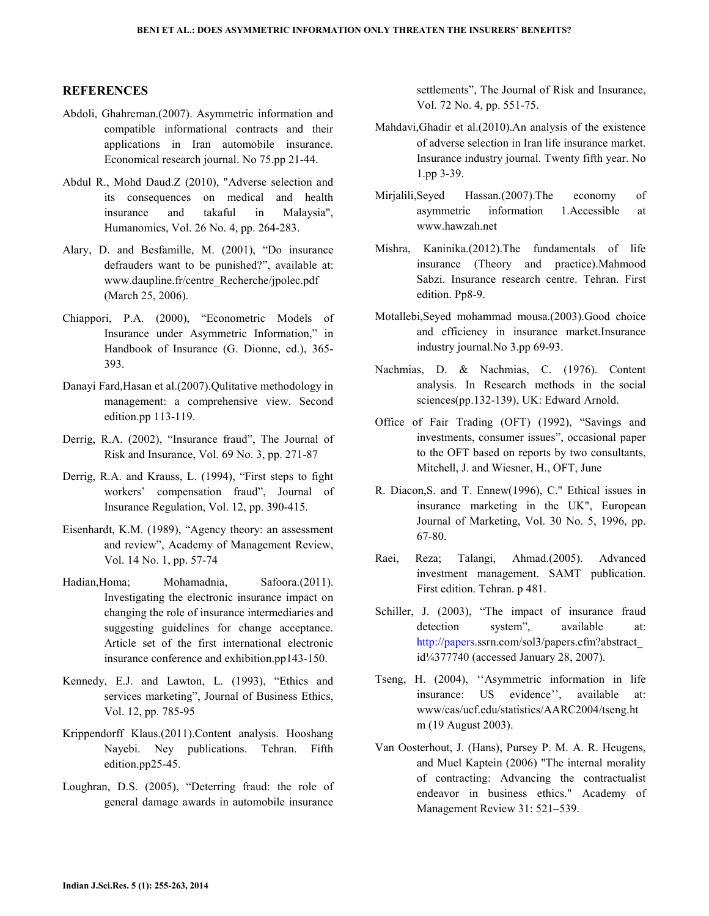## REFERENCES

Abdoli, Ghahreman.(2007). Asymmetric information and compatible informational contracts and their applications in Iran automobile insurance. Economical research journal. No 75.pp 21-44.

Abdul R., Mohd Daud.Z (2010), "Adverse selection and its consequences on medical and health insurance and takaful in Malaysia", Humanomics, Vol. 26 No. 4, pp. 264-283.

Alary, D. and Besfamille, M. (2001), "Do insurance defrauders want to be punished?", available at: www.daupline.fr/centre_Recherche/jpolec.pdf (March 25, 2006).

Chiappori, P.A. (2000), "Econometric Models of Insurance under Asymmetric Information," in Handbook of Insurance (G. Dionne, ed.), 365-393.

Danayi Fard,Hasan et al.(2007).Qulitative methodology in management: a comprehensive view. Second edition.pp 113-119.

Derrig, R.A. (2002), "Insurance fraud", The Journal of Risk and Insurance, Vol. 69 No. 3, pp. 271-87

Derrig, R.A. and Krauss, L. (1994), "First steps to fight workers' compensation fraud", Journal of Insurance Regulation, Vol. 12, pp. 390-415.

Eisenhardt, K.M. (1989), "Agency theory: an assessment and review", Academy of Management Review, Vol. 14 No. 1, pp. 57-74

Hadian,Homa; Mohamadnia, Safoora.(2011). Investigating the electronic insurance impact on changing the role of insurance intermediaries and suggesting guidelines for change acceptance. Article set of the first international electronic insurance conference and exhibition.pp143-150.

Kennedy, E.J. and Lawton, L. (1993), "Ethics and services marketing", Journal of Business Ethics, Vol. 12, pp. 785-95

Krippendorff Klaus.(2011).Content analysis. Hooshang Nayebi. Ney publications. Tehran. Fifth edition.pp25-45.

Loughran, D.S. (2005), "Deterring fraud: the role of general damage awards in automobile insurance settlements", The Journal of Risk and Insurance, Vol. 72 No. 4, pp. 551-75.

Mahdavi,Ghadir et al.(2010).An analysis of the existence of adverse selection in Iran life insurance market. Insurance industry journal. Twenty fifth year. No 1.pp 3-39.

Mirjalili,Seyed Hassan.(2007).The economy of asymmetric information 1.Accessible at www.hawzah.net

Mishra, Kaninika.(2012).The fundamentals of life insurance (Theory and practice).Mahmood Sabzi. Insurance research centre. Tehran. First edition. Pp8-9.

Motallebi,Seyed mohammad mousa.(2003).Good choice and efficiency in insurance market.Insurance industry journal.No 3.pp 69-93.

Nachmias, D. & Nachmias, C. (1976). Content analysis. In Research methods in the social sciences(pp.132-139), UK: Edward Arnold.

Office of Fair Trading (OFT) (1992), "Savings and investments, consumer issues", occasional paper to the OFT based on reports by two consultants, Mitchell, J. and Wiesner, H., OFT, June

R. Diacon,S. and T. Ennew(1996), C." Ethical issues in insurance marketing in the UK", European Journal of Marketing, Vol. 30 No. 5, 1996, pp. 67-80.

Raei, Reza; Talangi, Ahmad.(2005). Advanced investment management. SAMT publication. First edition. Tehran. p 481.

Schiller, J. (2003), "The impact of insurance fraud detection system", available at: http://papers.ssrn.com/sol3/papers.cfm?abstract_id¼377740 (accessed January 28, 2007).

Tseng, H. (2004), ''Asymmetric information in life insurance: US evidence'', available at: www/cas/ucf.edu/statistics/AARC2004/tseng.htm (19 August 2003).

Van Oosterhout, J. (Hans), Pursey P. M. A. R. Heugens, and Muel Kaptein (2006) "The internal morality of contracting: Advancing the contractualist endeavor in business ethics." Academy of Management Review 31: 521–539.